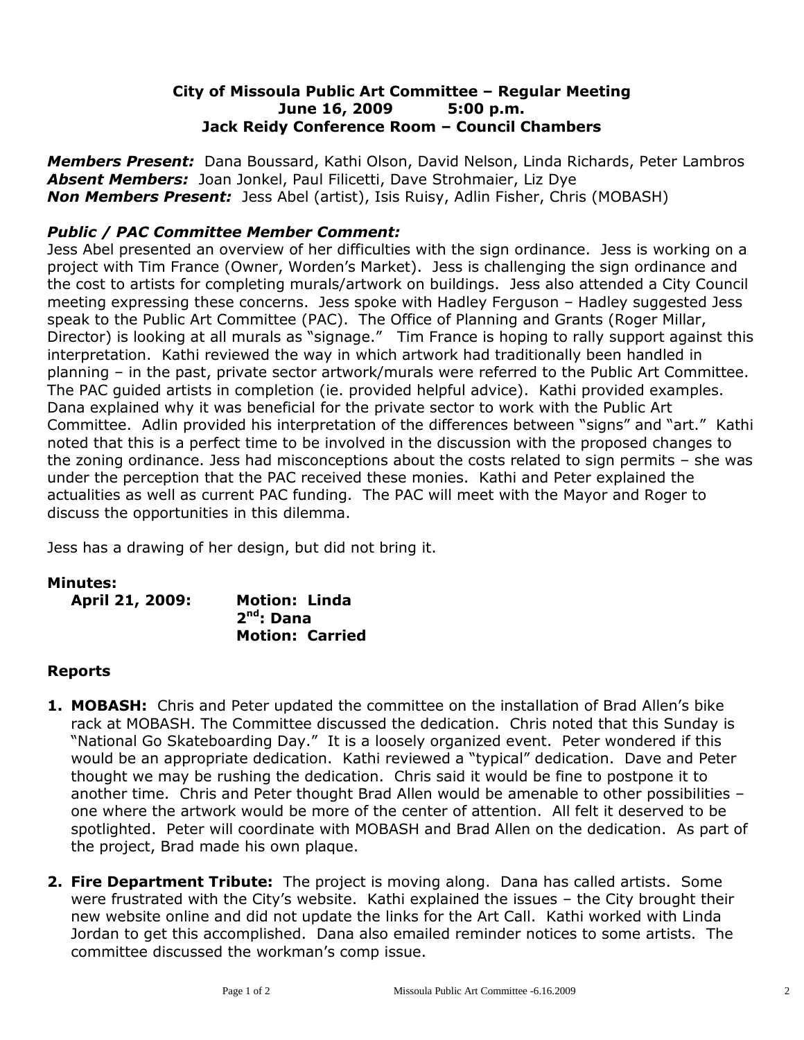**City of Missoula Public Art Committee – Regular Meeting**
**June 16, 2009 5:00 p.m.**
**Jack Reidy Conference Room – Council Chambers**

***Members Present:*** Dana Boussard, Kathi Olson, David Nelson, Linda Richards, Peter Lambros
***Absent Members:*** Joan Jonkel, Paul Filicetti, Dave Strohmaier, Liz Dye
***Non Members Present:*** Jess Abel (artist), Isis Ruisy, Adlin Fisher, Chris (MOBASH)

### *Public / PAC Committee Member Comment:*

Jess Abel presented an overview of her difficulties with the sign ordinance. Jess is working on a project with Tim France (Owner, Worden's Market). Jess is challenging the sign ordinance and the cost to artists for completing murals/artwork on buildings. Jess also attended a City Council meeting expressing these concerns. Jess spoke with Hadley Ferguson – Hadley suggested Jess speak to the Public Art Committee (PAC). The Office of Planning and Grants (Roger Millar, Director) is looking at all murals as "signage." Tim France is hoping to rally support against this interpretation. Kathi reviewed the way in which artwork had traditionally been handled in planning – in the past, private sector artwork/murals were referred to the Public Art Committee. The PAC guided artists in completion (ie. provided helpful advice). Kathi provided examples. Dana explained why it was beneficial for the private sector to work with the Public Art Committee. Adlin provided his interpretation of the differences between "signs" and "art." Kathi noted that this is a perfect time to be involved in the discussion with the proposed changes to the zoning ordinance. Jess had misconceptions about the costs related to sign permits – she was under the perception that the PAC received these monies. Kathi and Peter explained the actualities as well as current PAC funding. The PAC will meet with the Mayor and Roger to discuss the opportunities in this dilemma.

Jess has a drawing of her design, but did not bring it.

### Minutes:

**April 21, 2009:** **Motion: Linda**
**2nd: Dana**
**Motion: Carried**

### Reports

1. **MOBASH:** Chris and Peter updated the committee on the installation of Brad Allen's bike rack at MOBASH. The Committee discussed the dedication. Chris noted that this Sunday is "National Go Skateboarding Day." It is a loosely organized event. Peter wondered if this would be an appropriate dedication. Kathi reviewed a "typical" dedication. Dave and Peter thought we may be rushing the dedication. Chris said it would be fine to postpone it to another time. Chris and Peter thought Brad Allen would be amenable to other possibilities – one where the artwork would be more of the center of attention. All felt it deserved to be spotlighted. Peter will coordinate with MOBASH and Brad Allen on the dedication. As part of the project, Brad made his own plaque.

2. **Fire Department Tribute:** The project is moving along. Dana has called artists. Some were frustrated with the City's website. Kathi explained the issues – the City brought their new website online and did not update the links for the Art Call. Kathi worked with Linda Jordan to get this accomplished. Dana also emailed reminder notices to some artists. The committee discussed the workman's comp issue.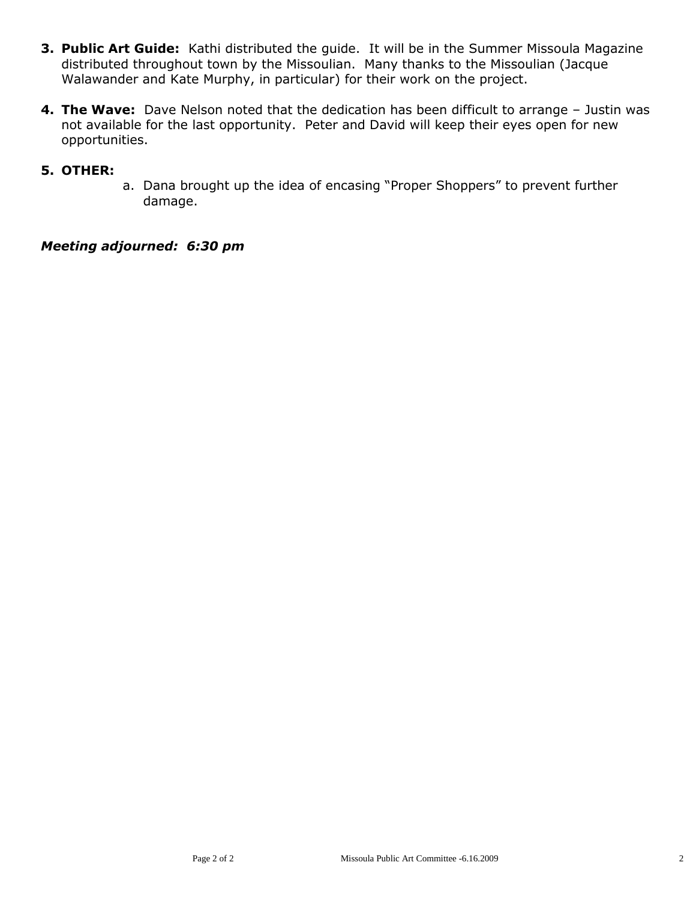3. **Public Art Guide:** Kathi distributed the guide. It will be in the Summer Missoula Magazine distributed throughout town by the Missoulian. Many thanks to the Missoulian (Jacque Walawander and Kate Murphy, in particular) for their work on the project.

4. **The Wave:** Dave Nelson noted that the dedication has been difficult to arrange – Justin was not available for the last opportunity. Peter and David will keep their eyes open for new opportunities.

5. **OTHER:**
   a. Dana brought up the idea of encasing "Proper Shoppers" to prevent further damage.

***Meeting adjourned: 6:30 pm***